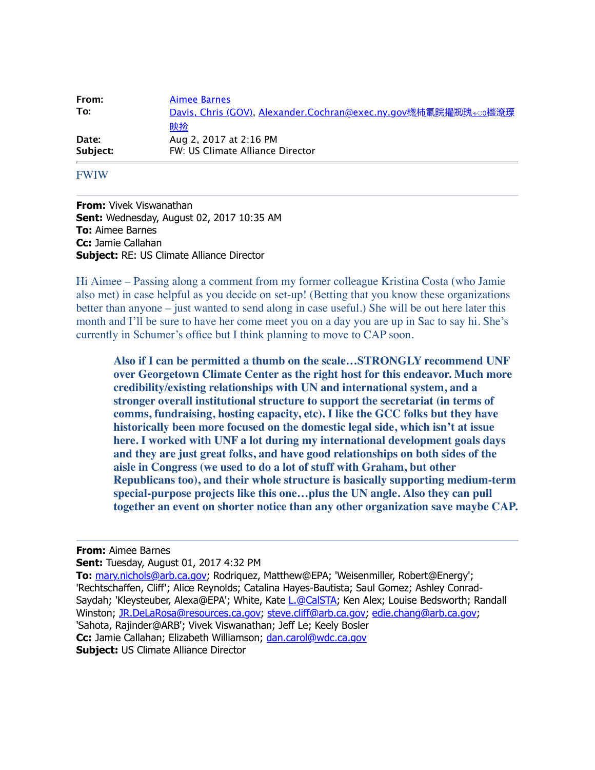| | |
|---|---|
| **From:** | Aimee Barnes |
| **To:** | Davis, Chris (GOV), Alexander.Cochran@exec.ny.gov楤杮氭睆摷祿瑰瑰⳻瑮瑈⳪樮樮 |
| **Date:** | Aug 2, 2017 at 2:16 PM |
| **Subject:** | FW: US Climate Alliance Director |

FWIW

---

**From:** Vivek Viswanathan
**Sent:** Wednesday, August 02, 2017 10:35 AM
**To:** Aimee Barnes
**Cc:** Jamie Callahan
**Subject:** RE: US Climate Alliance Director

Hi Aimee – Passing along a comment from my former colleague Kristina Costa (who Jamie also met) in case helpful as you decide on set-up! (Betting that you know these organizations better than anyone – just wanted to send along in case useful.) She will be out here later this month and I'll be sure to have her come meet you on a day you are up in Sac to say hi. She's currently in Schumer's office but I think planning to move to CAP soon.

> **Also if I can be permitted a thumb on the scale…STRONGLY recommend UNF over Georgetown Climate Center as the right host for this endeavor. Much more credibility/existing relationships with UN and international system, and a stronger overall institutional structure to support the secretariat (in terms of comms, fundraising, hosting capacity, etc). I like the GCC folks but they have historically been more focused on the domestic legal side, which isn't at issue here. I worked with UNF a lot during my international development goals days and they are just great folks, and have good relationships on both sides of the aisle in Congress (we used to do a lot of stuff with Graham, but other Republicans too), and their whole structure is basically supporting medium-term special-purpose projects like this one…plus the UN angle. Also they can pull together an event on shorter notice than any other organization save maybe CAP.**

---

**From:** Aimee Barnes
**Sent:** Tuesday, August 01, 2017 4:32 PM
**To:** mary.nichols@arb.ca.gov; Rodriquez, Matthew@EPA; 'Weisenmiller, Robert@Energy'; 'Rechtschaffen, Cliff'; Alice Reynolds; Catalina Hayes-Bautista; Saul Gomez; Ashley Conrad-Saydah; 'Kleysteuber, Alexa@EPA'; White, Kate L.@CalSTA; Ken Alex; Louise Bedsworth; Randall Winston; JR.DeLaRosa@resources.ca.gov; steve.cliff@arb.ca.gov; edie.chang@arb.ca.gov; 'Sahota, Rajinder@ARB'; Vivek Viswanathan; Jeff Le; Keely Bosler
**Cc:** Jamie Callahan; Elizabeth Williamson; dan.carol@wdc.ca.gov
**Subject:** US Climate Alliance Director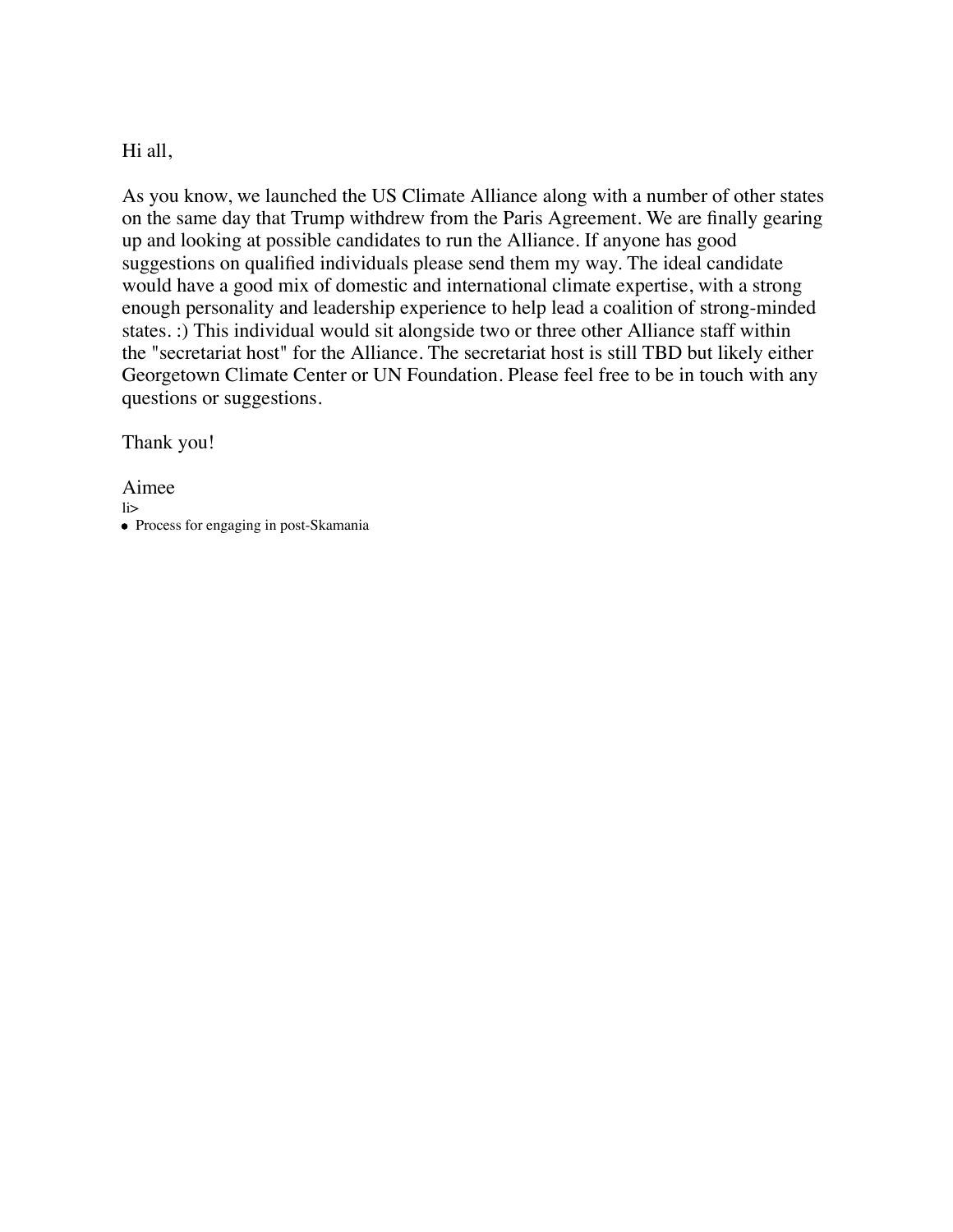Hi all,

As you know, we launched the US Climate Alliance along with a number of other states on the same day that Trump withdrew from the Paris Agreement. We are finally gearing up and looking at possible candidates to run the Alliance. If anyone has good suggestions on qualified individuals please send them my way. The ideal candidate would have a good mix of domestic and international climate expertise, with a strong enough personality and leadership experience to help lead a coalition of strong-minded states. :) This individual would sit alongside two or three other Alliance staff within the "secretariat host" for the Alliance. The secretariat host is still TBD but likely either Georgetown Climate Center or UN Foundation. Please feel free to be in touch with any questions or suggestions.

Thank you!

Aimee

li>

- Process for engaging in post-Skamania